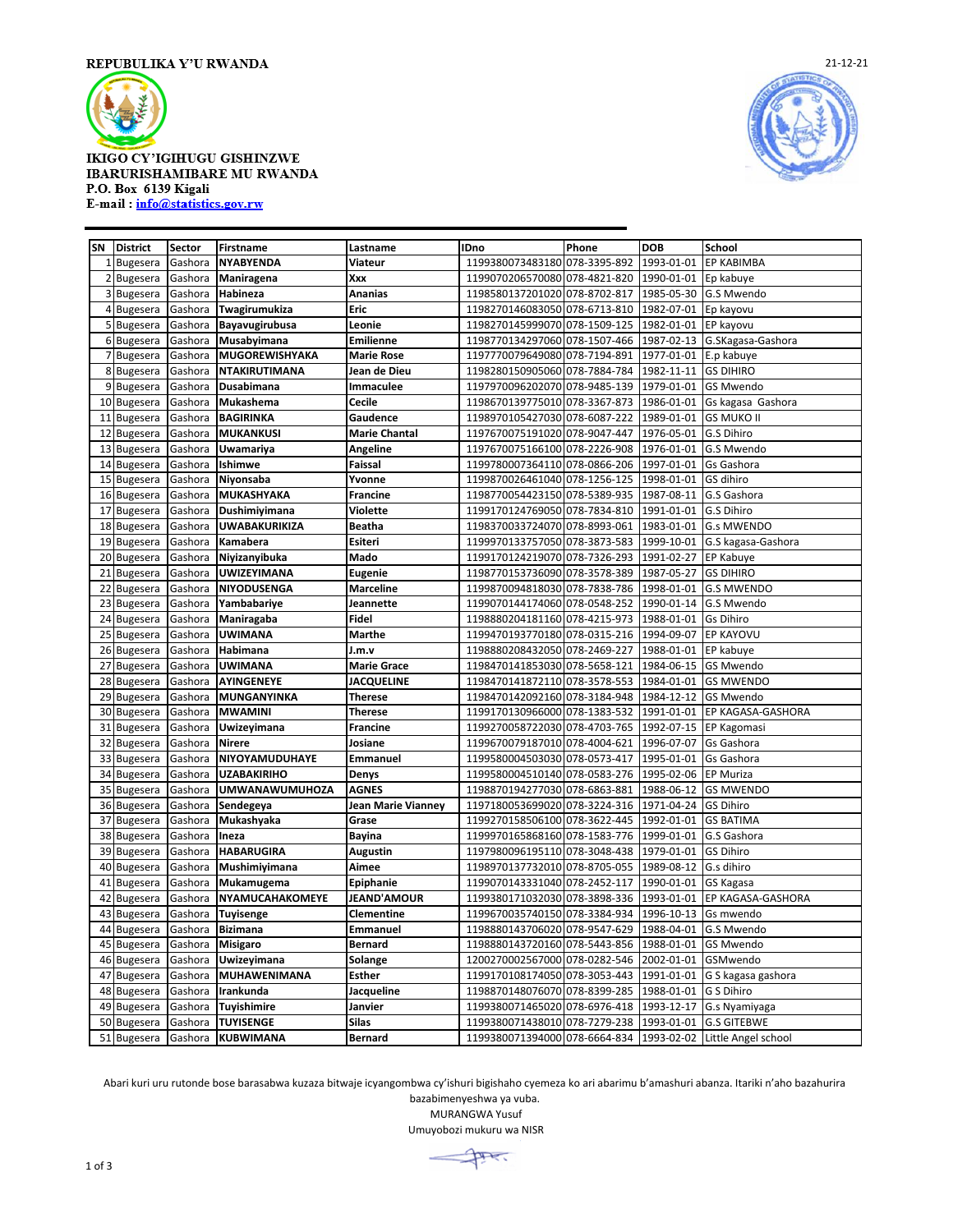REPUBULIKA Y'U RWANDA

21-12-21

IKIGO CY'IGIHUGU GISHINZWE
IBARURISHAMIBARE MU RWANDA
P.O. Box 6139 Kigali
E-mail : info@statistics.gov.rw

| SN | District | Sector | Firstname | Lastname | IDno | Phone | DOB | School |
|---|---|---|---|---|---|---|---|---|
| 1 | Bugesera | Gashora | **NYABYENDA** | **Viateur** | 1199380073483180 | 078-3395-892 | 1993-01-01 | EP KABIMBA |
| 2 | Bugesera | Gashora | **Maniragena** | **Xxx** | 1199070206570080 | 078-4821-820 | 1990-01-01 | Ep kabuye |
| 3 | Bugesera | Gashora | **Habineza** | **Ananias** | 1198580137201020 | 078-8702-817 | 1985-05-30 | G.S Mwendo |
| 4 | Bugesera | Gashora | **Twagirumukiza** | **Eric** | 1198270146083050 | 078-6713-810 | 1982-07-01 | Ep kayovu |
| 5 | Bugesera | Gashora | **Bayavugirubusa** | **Leonie** | 1198270145999070 | 078-1509-125 | 1982-01-01 | EP kayovu |
| 6 | Bugesera | Gashora | **Musabyimana** | **Emilienne** | 1198770134297060 | 078-1507-466 | 1987-02-13 | G.SKagasa-Gashora |
| 7 | Bugesera | Gashora | **MUGOREWISHYAKA** | **Marie Rose** | 1197770079649080 | 078-7194-891 | 1977-01-01 | E.p kabuye |
| 8 | Bugesera | Gashora | **NTAKIRUTIMANA** | **Jean de Dieu** | 1198280150905060 | 078-7884-784 | 1982-11-11 | GS DIHIRO |
| 9 | Bugesera | Gashora | **Dusabimana** | **Immaculee** | 1197970096202070 | 078-9485-139 | 1979-01-01 | GS Mwendo |
| 10 | Bugesera | Gashora | **Mukashema** | **Cecile** | 1198670139775010 | 078-3367-873 | 1986-01-01 | Gs kagasa Gashora |
| 11 | Bugesera | Gashora | **BAGIRINKA** | **Gaudence** | 1198970105427030 | 078-6087-222 | 1989-01-01 | GS MUKO II |
| 12 | Bugesera | Gashora | **MUKANKUSI** | **Marie Chantal** | 1197670075191020 | 078-9047-447 | 1976-05-01 | G.S Dihiro |
| 13 | Bugesera | Gashora | **Uwamariya** | **Angeline** | 1197670075166100 | 078-2226-908 | 1976-01-01 | G.S Mwendo |
| 14 | Bugesera | Gashora | **Ishimwe** | **Faissal** | 1199780007364110 | 078-0866-206 | 1997-01-01 | Gs Gashora |
| 15 | Bugesera | Gashora | **Niyonsaba** | **Yvonne** | 1199870026461040 | 078-1256-125 | 1998-01-01 | GS dihiro |
| 16 | Bugesera | Gashora | **MUKASHYAKA** | **Francine** | 1198770054423150 | 078-5389-935 | 1987-08-11 | G.S Gashora |
| 17 | Bugesera | Gashora | **Dushimiyimana** | **Violette** | 1199170124769050 | 078-7834-810 | 1991-01-01 | G.S Dihiro |
| 18 | Bugesera | Gashora | **UWABAKURIKIZA** | **Beatha** | 1198370033724070 | 078-8993-061 | 1983-01-01 | G.s MWENDO |
| 19 | Bugesera | Gashora | **Kamabera** | **Esiteri** | 1199970133757050 | 078-3873-583 | 1999-10-01 | G.S kagasa-Gashora |
| 20 | Bugesera | Gashora | **Niyizanyibuka** | **Mado** | 1199170124219070 | 078-7326-293 | 1991-02-27 | EP Kabuye |
| 21 | Bugesera | Gashora | **UWIZEYIMANA** | **Eugenie** | 1198770153736090 | 078-3578-389 | 1987-05-27 | GS DIHIRO |
| 22 | Bugesera | Gashora | **NIYODUSENGA** | **Marceline** | 1199870094818030 | 078-7838-786 | 1998-01-01 | G.S MWENDO |
| 23 | Bugesera | Gashora | **Yambabariye** | **Jeannette** | 1199070144174060 | 078-0548-252 | 1990-01-14 | G.S Mwendo |
| 24 | Bugesera | Gashora | **Maniragaba** | **Fidel** | 1198880204181160 | 078-4215-973 | 1988-01-01 | Gs Dihiro |
| 25 | Bugesera | Gashora | **UWIMANA** | **Marthe** | 1199470193770180 | 078-0315-216 | 1994-09-07 | EP KAYOVU |
| 26 | Bugesera | Gashora | **Habimana** | **J.m.v** | 1198880208432050 | 078-2469-227 | 1988-01-01 | EP kabuye |
| 27 | Bugesera | Gashora | **UWIMANA** | **Marie Grace** | 1198470141853030 | 078-5658-121 | 1984-06-15 | GS Mwendo |
| 28 | Bugesera | Gashora | **AYINGENEYE** | **JACQUELINE** | 1198470141872110 | 078-3578-553 | 1984-01-01 | GS MWENDO |
| 29 | Bugesera | Gashora | **MUNGANYINKA** | **Therese** | 1198470142092160 | 078-3184-948 | 1984-12-12 | GS Mwendo |
| 30 | Bugesera | Gashora | **MWAMINI** | **Therese** | 1199170130966000 | 078-1383-532 | 1991-01-01 | EP KAGASA-GASHORA |
| 31 | Bugesera | Gashora | **Uwizeyimana** | **Francine** | 1199270058722030 | 078-4703-765 | 1992-07-15 | EP Kagomasi |
| 32 | Bugesera | Gashora | **Nirere** | **Josiane** | 1199670079187010 | 078-4004-621 | 1996-07-07 | Gs Gashora |
| 33 | Bugesera | Gashora | **NIYOYAMUDUHAYE** | **Emmanuel** | 1199580004503030 | 078-0573-417 | 1995-01-01 | Gs Gashora |
| 34 | Bugesera | Gashora | **UZABAKIRIHO** | **Denys** | 1199580004510140 | 078-0583-276 | 1995-02-06 | EP Muriza |
| 35 | Bugesera | Gashora | **UMWANAWUMUHOZA** | **AGNES** | 1198870194277030 | 078-6863-881 | 1988-06-12 | GS MWENDO |
| 36 | Bugesera | Gashora | **Sendegeya** | **Jean Marie Vianney** | 1197180053699020 | 078-3224-316 | 1971-04-24 | GS Dihiro |
| 37 | Bugesera | Gashora | **Mukashyaka** | **Grase** | 1199270158506100 | 078-3622-445 | 1992-01-01 | GS BATIMA |
| 38 | Bugesera | Gashora | **Ineza** | **Bayina** | 1199970165868160 | 078-1583-776 | 1999-01-01 | G.S Gashora |
| 39 | Bugesera | Gashora | **HABARUGIRA** | **Augustin** | 1197980096195110 | 078-3048-438 | 1979-01-01 | GS Dihiro |
| 40 | Bugesera | Gashora | **Mushimiyimana** | **Aimee** | 1198970137732010 | 078-8705-055 | 1989-08-12 | G.s dihiro |
| 41 | Bugesera | Gashora | **Mukamugema** | **Epiphanie** | 1199070143331040 | 078-2452-117 | 1990-01-01 | GS Kagasa |
| 42 | Bugesera | Gashora | **NYAMUCAHAKOMEYE** | **JEAND'AMOUR** | 1199380171032030 | 078-3898-336 | 1993-01-01 | EP KAGASA-GASHORA |
| 43 | Bugesera | Gashora | **Tuyisenge** | **Clementine** | 1199670035740150 | 078-3384-934 | 1996-10-13 | Gs mwendo |
| 44 | Bugesera | Gashora | **Bizimana** | **Emmanuel** | 1198880143706020 | 078-9547-629 | 1988-04-01 | G.S Mwendo |
| 45 | Bugesera | Gashora | **Misigaro** | **Bernard** | 1198880143720160 | 078-5443-856 | 1988-01-01 | GS Mwendo |
| 46 | Bugesera | Gashora | **Uwizeyimana** | **Solange** | 1200270002567000 | 078-0282-546 | 2002-01-01 | GSMwendo |
| 47 | Bugesera | Gashora | **MUHAWENIMANA** | **Esther** | 1199170108174050 | 078-3053-443 | 1991-01-01 | G S kagasa gashora |
| 48 | Bugesera | Gashora | **Irankunda** | **Jacqueline** | 1198870148076070 | 078-8399-285 | 1988-01-01 | G S Dihiro |
| 49 | Bugesera | Gashora | **Tuyishimire** | **Janvier** | 1199380071465020 | 078-6976-418 | 1993-12-17 | G.s Nyamiyaga |
| 50 | Bugesera | Gashora | **TUYISENGE** | **Silas** | 1199380071438010 | 078-7279-238 | 1993-01-01 | G.S GITEBWE |
| 51 | Bugesera | Gashora | **KUBWIMANA** | **Bernard** | 1199380071394000 | 078-6664-834 | 1993-02-02 | Little Angel school |

Abari kuri uru rutonde bose barasabwa kuzaza bitwaje icyangombwa cy'ishuri bigishaho cyemeza ko ari abarimu b'amashuri abanza. Itariki n'aho bazahurira bazabimenyeshwa ya vuba.

MURANGWA Yusuf

Umuyobozi mukuru wa NISR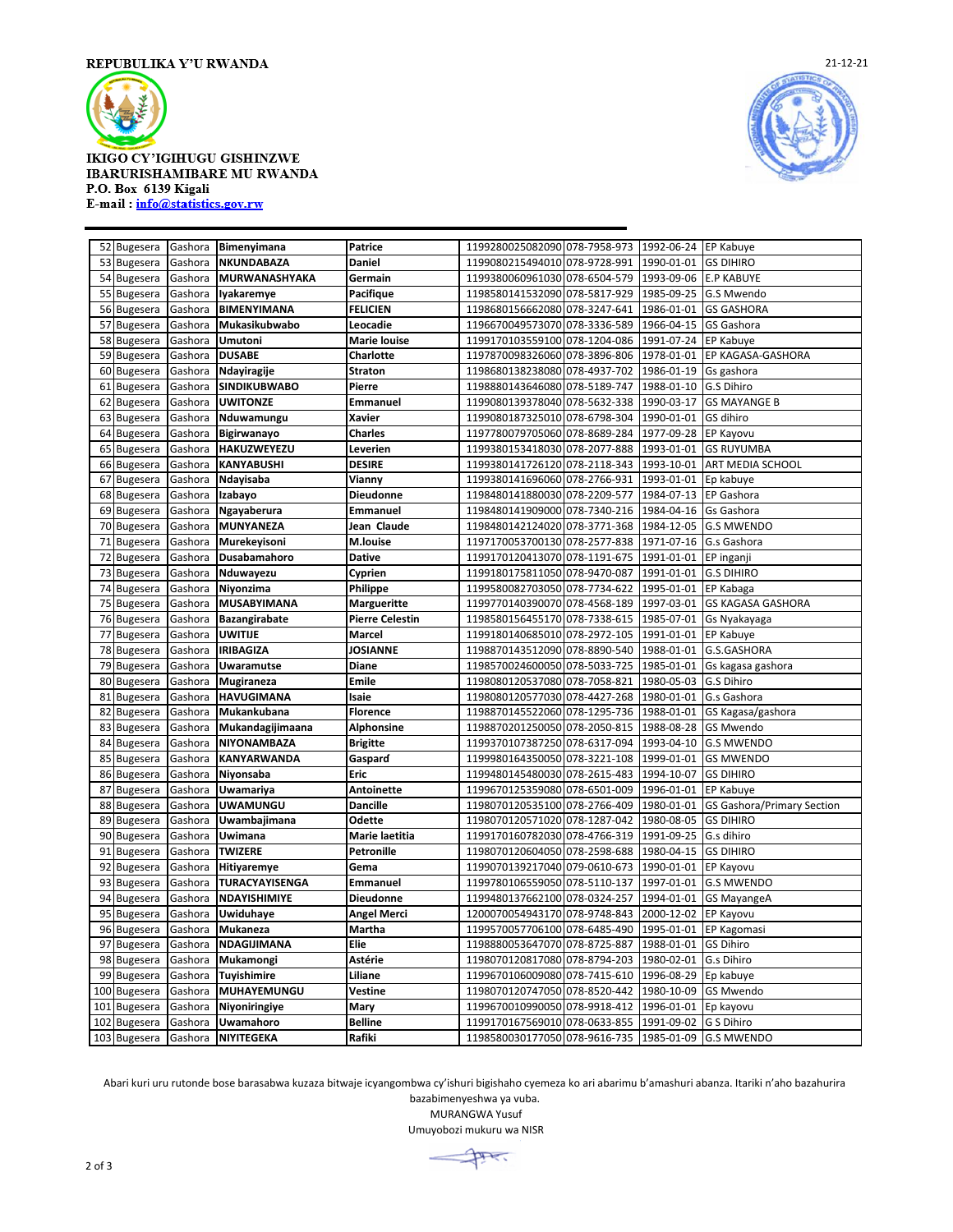REPUBULIKA Y'U RWANDA

21-12-21

IKIGO CY'IGIHUGU GISHINZWE
IBARURISHAMIBARE MU RWANDA
P.O. Box 6139 Kigali
E-mail : info@statistics.gov.rw

| | | | | | | | | |
|---|---|---|---|---|---|---|---|---|
| 52 | Bugesera | Gashora | **Bimenyimana** | **Patrice** | 1199280025082090 | 078-7958-973 | 1992-06-24 | EP Kabuye |
| 53 | Bugesera | Gashora | **NKUNDABAZA** | **Daniel** | 1199080215494010 | 078-9728-991 | 1990-01-01 | GS DIHIRO |
| 54 | Bugesera | Gashora | **MURWANASHYAKA** | **Germain** | 1199380060961030 | 078-6504-579 | 1993-09-06 | E.P KABUYE |
| 55 | Bugesera | Gashora | **Iyakaremye** | **Pacifique** | 1198580141532090 | 078-5817-929 | 1985-09-25 | G.S Mwendo |
| 56 | Bugesera | Gashora | **BIMENYIMANA** | **FELICIEN** | 1198680156662080 | 078-3247-641 | 1986-01-01 | GS GASHORA |
| 57 | Bugesera | Gashora | **Mukasikubwabo** | **Leocadie** | 1196670049573070 | 078-3336-589 | 1966-04-15 | GS Gashora |
| 58 | Bugesera | Gashora | **Umutoni** | **Marie louise** | 1199170103559100 | 078-1204-086 | 1991-07-24 | EP Kabuye |
| 59 | Bugesera | Gashora | **DUSABE** | **Charlotte** | 1197870098326060 | 078-3896-806 | 1978-01-01 | EP KAGASA-GASHORA |
| 60 | Bugesera | Gashora | **Ndayiragije** | **Straton** | 1198680138238080 | 078-4937-702 | 1986-01-19 | Gs gashora |
| 61 | Bugesera | Gashora | **SINDIKUBWABO** | **Pierre** | 1198880143646080 | 078-5189-747 | 1988-01-10 | G.S Dihiro |
| 62 | Bugesera | Gashora | **UWITONZE** | **Emmanuel** | 1199080139378040 | 078-5632-338 | 1990-03-17 | GS MAYANGE B |
| 63 | Bugesera | Gashora | **Nduwamungu** | **Xavier** | 1199080187325010 | 078-6798-304 | 1990-01-01 | GS dihiro |
| 64 | Bugesera | Gashora | **Bigirwanayo** | **Charles** | 1197780079705060 | 078-8689-284 | 1977-09-28 | EP Kayovu |
| 65 | Bugesera | Gashora | **HAKUZWEYEZU** | **Leverien** | 1199380153418030 | 078-2077-888 | 1993-01-01 | GS RUYUMBA |
| 66 | Bugesera | Gashora | **KANYABUSHI** | **DESIRE** | 1199380141726120 | 078-2118-343 | 1993-10-01 | ART MEDIA SCHOOL |
| 67 | Bugesera | Gashora | **Ndayisaba** | **Vianny** | 1199380141696060 | 078-2766-931 | 1993-01-01 | Ep kabuye |
| 68 | Bugesera | Gashora | **Izabayo** | **Dieudonne** | 1198480141880030 | 078-2209-577 | 1984-07-13 | EP Gashora |
| 69 | Bugesera | Gashora | **Ngayaberura** | **Emmanuel** | 1198480141909000 | 078-7340-216 | 1984-04-16 | Gs Gashora |
| 70 | Bugesera | Gashora | **MUNYANEZA** | **Jean Claude** | 1198480142124020 | 078-3771-368 | 1984-12-05 | G.S MWENDO |
| 71 | Bugesera | Gashora | **Murekeyisoni** | **M.louise** | 1197170053700130 | 078-2577-838 | 1971-07-16 | G.s Gashora |
| 72 | Bugesera | Gashora | **Dusabamahoro** | **Dative** | 1199170120413070 | 078-1191-675 | 1991-01-01 | EP inganji |
| 73 | Bugesera | Gashora | **Nduwayezu** | **Cyprien** | 1199180175811050 | 078-9470-087 | 1991-01-01 | G.S DIHIRO |
| 74 | Bugesera | Gashora | **Niyonzima** | **Philippe** | 1199580082703050 | 078-7734-622 | 1995-01-01 | EP Kabaga |
| 75 | Bugesera | Gashora | **MUSABYIMANA** | **Margueritte** | 1199770140390070 | 078-4568-189 | 1997-03-01 | GS KAGASA GASHORA |
| 76 | Bugesera | Gashora | **Bazangirabate** | **Pierre Celestin** | 1198580156455170 | 078-7338-615 | 1985-07-01 | Gs Nyakayaga |
| 77 | Bugesera | Gashora | **UWITIJE** | **Marcel** | 1199180140685010 | 078-2972-105 | 1991-01-01 | EP Kabuye |
| 78 | Bugesera | Gashora | **IRIBAGIZA** | **JOSIANNE** | 1198870143512090 | 078-8890-540 | 1988-01-01 | G.S.GASHORA |
| 79 | Bugesera | Gashora | **Uwaramutse** | **Diane** | 1198570024600050 | 078-5033-725 | 1985-01-01 | Gs kagasa gashora |
| 80 | Bugesera | Gashora | **Mugiraneza** | **Emile** | 1198080120537080 | 078-7058-821 | 1980-05-03 | G.S Dihiro |
| 81 | Bugesera | Gashora | **HAVUGIMANA** | **Isaie** | 1198080120577030 | 078-4427-268 | 1980-01-01 | G.s Gashora |
| 82 | Bugesera | Gashora | **Mukankubana** | **Florence** | 1198870145522060 | 078-1295-736 | 1988-01-01 | GS Kagasa/gashora |
| 83 | Bugesera | Gashora | **Mukandagijimaana** | **Alphonsine** | 1198870201250050 | 078-2050-815 | 1988-08-28 | GS Mwendo |
| 84 | Bugesera | Gashora | **NIYONAMBAZA** | **Brigitte** | 1199370107387250 | 078-6317-094 | 1993-04-10 | G.S MWENDO |
| 85 | Bugesera | Gashora | **KANYARWANDA** | **Gaspard** | 1199980164350050 | 078-3221-108 | 1999-01-01 | GS MWENDO |
| 86 | Bugesera | Gashora | **Niyonsaba** | **Eric** | 1199480145480030 | 078-2615-483 | 1994-10-07 | GS DIHIRO |
| 87 | Bugesera | Gashora | **Uwamariya** | **Antoinette** | 1199670125359080 | 078-6501-009 | 1996-01-01 | EP Kabuye |
| 88 | Bugesera | Gashora | **UWAMUNGU** | **Dancille** | 1198070120535100 | 078-2766-409 | 1980-01-01 | GS Gashora/Primary Section |
| 89 | Bugesera | Gashora | **Uwambajimana** | **Odette** | 1198070120571020 | 078-1287-042 | 1980-08-05 | GS DIHIRO |
| 90 | Bugesera | Gashora | **Uwimana** | **Marie laetitia** | 1199170160782030 | 078-4766-319 | 1991-09-25 | G.s dihiro |
| 91 | Bugesera | Gashora | **TWIZERE** | **Petronille** | 1198070120604050 | 078-2598-688 | 1980-04-15 | GS DIHIRO |
| 92 | Bugesera | Gashora | **Hitiyaremye** | **Gema** | 1199070139217040 | 079-0610-673 | 1990-01-01 | EP Kayovu |
| 93 | Bugesera | Gashora | **TURACYAYISENGA** | **Emmanuel** | 1199780106559050 | 078-5110-137 | 1997-01-01 | G.S MWENDO |
| 94 | Bugesera | Gashora | **NDAYISHIMIYE** | **Dieudonne** | 1199480137662100 | 078-0324-257 | 1994-01-01 | GS MayangeA |
| 95 | Bugesera | Gashora | **Uwiduhaye** | **Angel Merci** | 1200070054943170 | 078-9748-843 | 2000-12-02 | EP Kayovu |
| 96 | Bugesera | Gashora | **Mukaneza** | **Martha** | 1199570057706100 | 078-6485-490 | 1995-01-01 | EP Kagomasi |
| 97 | Bugesera | Gashora | **NDAGIJIMANA** | **Elie** | 1198880053647070 | 078-8725-887 | 1988-01-01 | GS Dihiro |
| 98 | Bugesera | Gashora | **Mukamongi** | **Astérie** | 1198070120817080 | 078-8794-203 | 1980-02-01 | G.s Dihiro |
| 99 | Bugesera | Gashora | **Tuyishimire** | **Liliane** | 1199670106009080 | 078-7415-610 | 1996-08-29 | Ep kabuye |
| 100 | Bugesera | Gashora | **MUHAYEMUNGU** | **Vestine** | 1198070120747050 | 078-8520-442 | 1980-10-09 | GS Mwendo |
| 101 | Bugesera | Gashora | **Niyoniringiye** | **Mary** | 1199670010990050 | 078-9918-412 | 1996-01-01 | Ep kayovu |
| 102 | Bugesera | Gashora | **Uwamahoro** | **Belline** | 1199170167569010 | 078-0633-855 | 1991-09-02 | G S Dihiro |
| 103 | Bugesera | Gashora | **NIYITEGEKA** | **Rafiki** | 1198580030177050 | 078-9616-735 | 1985-01-09 | G.S MWENDO |

Abari kuri uru rutonde bose barasabwa kuzaza bitwaje icyangombwa cy'ishuri bigishaho cyemeza ko ari abarimu b'amashuri abanza. Itariki n'aho bazahurira bazabimenyeshwa ya vuba.

MURANGWA Yusuf
Umuyobozi mukuru wa NISR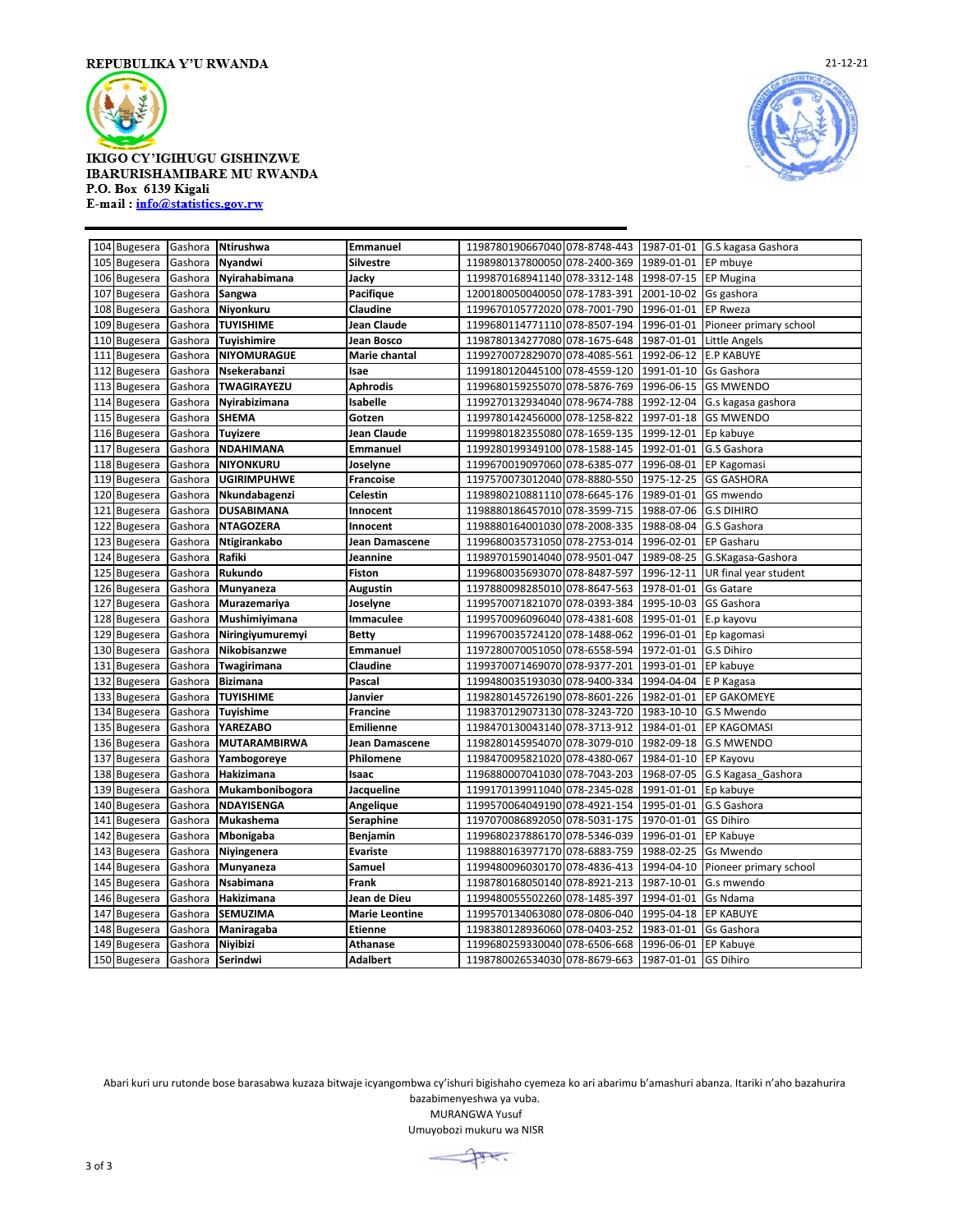REPUBULIKA Y'U RWANDA

21-12-21

IKIGO CY'IGIHUGU GISHINZWE
IBARURISHAMIBARE MU RWANDA
P.O. Box 6139 Kigali
E-mail : info@statistics.gov.rw

| | | | | | | | | |
|---|---|---|---|---|---|---|---|---|
| 104 | Bugesera | Gashora | **Ntirushwa** | **Emmanuel** | 1198780190667040 | 078-8748-443 | 1987-01-01 | G.S kagasa Gashora |
| 105 | Bugesera | Gashora | **Nyandwi** | **Silvestre** | 1198980137800050 | 078-2400-369 | 1989-01-01 | EP mbuye |
| 106 | Bugesera | Gashora | **Nyirahabimana** | **Jacky** | 1199870168941140 | 078-3312-148 | 1998-07-15 | EP Mugina |
| 107 | Bugesera | Gashora | **Sangwa** | **Pacifique** | 1200180050040050 | 078-1783-391 | 2001-10-02 | Gs gashora |
| 108 | Bugesera | Gashora | **Niyonkuru** | **Claudine** | 1199670105772020 | 078-7001-790 | 1996-01-01 | EP Rweza |
| 109 | Bugesera | Gashora | **TUYISHIME** | **Jean Claude** | 1199680114771110 | 078-8507-194 | 1996-01-01 | Pioneer primary school |
| 110 | Bugesera | Gashora | **Tuyishimire** | **Jean Bosco** | 1198780134277080 | 078-1675-648 | 1987-01-01 | Little Angels |
| 111 | Bugesera | Gashora | **NIYOMURAGIJE** | **Marie chantal** | 1199270072829070 | 078-4085-561 | 1992-06-12 | E.P KABUYE |
| 112 | Bugesera | Gashora | **Nsekerabanzi** | **Isae** | 1199180120445100 | 078-4559-120 | 1991-01-10 | Gs Gashora |
| 113 | Bugesera | Gashora | **TWAGIRAYEZU** | **Aphrodis** | 1199680159255070 | 078-5876-769 | 1996-06-15 | GS MWENDO |
| 114 | Bugesera | Gashora | **Nyirabizimana** | **Isabelle** | 1199270132934040 | 078-9674-788 | 1992-12-04 | G.s kagasa gashora |
| 115 | Bugesera | Gashora | **SHEMA** | **Gotzen** | 1199780142456000 | 078-1258-822 | 1997-01-18 | GS MWENDO |
| 116 | Bugesera | Gashora | **Tuyizere** | **Jean Claude** | 1199980182355080 | 078-1659-135 | 1999-12-01 | Ep kabuye |
| 117 | Bugesera | Gashora | **NDAHIMANA** | **Emmanuel** | 1199280199349100 | 078-1588-145 | 1992-01-01 | G.S Gashora |
| 118 | Bugesera | Gashora | **NIYONKURU** | **Joselyne** | 1199670019097060 | 078-6385-077 | 1996-08-01 | EP Kagomasi |
| 119 | Bugesera | Gashora | **UGIRIMPUHWE** | **Francoise** | 1197570073012040 | 078-8880-550 | 1975-12-25 | GS GASHORA |
| 120 | Bugesera | Gashora | **Nkundabagenzi** | **Celestin** | 1198980210881110 | 078-6645-176 | 1989-01-01 | GS mwendo |
| 121 | Bugesera | Gashora | **DUSABIMANA** | **Innocent** | 1198880186457010 | 078-3599-715 | 1988-07-06 | G.S DIHIRO |
| 122 | Bugesera | Gashora | **NTAGOZERA** | **Innocent** | 1198880164001030 | 078-2008-335 | 1988-08-04 | G.S Gashora |
| 123 | Bugesera | Gashora | **Ntigirankabo** | **Jean Damascene** | 1199680035731050 | 078-2753-014 | 1996-02-01 | EP Gasharu |
| 124 | Bugesera | Gashora | **Rafiki** | **Jeannine** | 1198970159014040 | 078-9501-047 | 1989-08-25 | G.SKagasa-Gashora |
| 125 | Bugesera | Gashora | **Rukundo** | **Fiston** | 1199680035693070 | 078-8487-597 | 1996-12-11 | UR final year student |
| 126 | Bugesera | Gashora | **Munyaneza** | **Augustin** | 1197880098285010 | 078-8647-563 | 1978-01-01 | Gs Gatare |
| 127 | Bugesera | Gashora | **Murazemariya** | **Joselyne** | 1199570071821070 | 078-0393-384 | 1995-10-03 | GS Gashora |
| 128 | Bugesera | Gashora | **Mushimiyimana** | **Immaculee** | 1199570096096040 | 078-4381-608 | 1995-01-01 | E.p kayovu |
| 129 | Bugesera | Gashora | **Niringiyumuremyi** | **Betty** | 1199670035724120 | 078-1488-062 | 1996-01-01 | Ep kagomasi |
| 130 | Bugesera | Gashora | **Nikobisanzwe** | **Emmanuel** | 1197280070051050 | 078-6558-594 | 1972-01-01 | G.S Dihiro |
| 131 | Bugesera | Gashora | **Twagirimana** | **Claudine** | 1199370071469070 | 078-9377-201 | 1993-01-01 | EP kabuye |
| 132 | Bugesera | Gashora | **Bizimana** | **Pascal** | 1199480035193030 | 078-9400-334 | 1994-04-04 | E P Kagasa |
| 133 | Bugesera | Gashora | **TUYISHIME** | **Janvier** | 1198280145726190 | 078-8601-226 | 1982-01-01 | EP GAKOMEYE |
| 134 | Bugesera | Gashora | **Tuyishime** | **Francine** | 1198370129073130 | 078-3243-720 | 1983-10-10 | G.S Mwendo |
| 135 | Bugesera | Gashora | **YAREZABO** | **Emilienne** | 1198470130043140 | 078-3713-912 | 1984-01-01 | EP KAGOMASI |
| 136 | Bugesera | Gashora | **MUTARAMBIRWA** | **Jean Damascene** | 1198280145954070 | 078-3079-010 | 1982-09-18 | G.S MWENDO |
| 137 | Bugesera | Gashora | **Yambogoreye** | **Philomene** | 1198470095821020 | 078-4380-067 | 1984-01-10 | EP Kayovu |
| 138 | Bugesera | Gashora | **Hakizimana** | **Isaac** | 1196880007041030 | 078-7043-203 | 1968-07-05 | G.S Kagasa_Gashora |
| 139 | Bugesera | Gashora | **Mukambonibogora** | **Jacqueline** | 1199170139911040 | 078-2345-028 | 1991-01-01 | Ep kabuye |
| 140 | Bugesera | Gashora | **NDAYISENGA** | **Angelique** | 1199570064049190 | 078-4921-154 | 1995-01-01 | G.S Gashora |
| 141 | Bugesera | Gashora | **Mukashema** | **Seraphine** | 1197070086892050 | 078-5031-175 | 1970-01-01 | GS Dihiro |
| 142 | Bugesera | Gashora | **Mbonigaba** | **Benjamin** | 1199680237886170 | 078-5346-039 | 1996-01-01 | EP Kabuye |
| 143 | Bugesera | Gashora | **Niyingenera** | **Evariste** | 1198880163977170 | 078-6883-759 | 1988-02-25 | Gs Mwendo |
| 144 | Bugesera | Gashora | **Munyaneza** | **Samuel** | 1199480096030170 | 078-4836-413 | 1994-04-10 | Pioneer primary school |
| 145 | Bugesera | Gashora | **Nsabimana** | **Frank** | 1198780168050140 | 078-8921-213 | 1987-10-01 | G.s mwendo |
| 146 | Bugesera | Gashora | **Hakizimana** | **Jean de Dieu** | 1199480055502260 | 078-1485-397 | 1994-01-01 | Gs Ndama |
| 147 | Bugesera | Gashora | **SEMUZIMA** | **Marie Leontine** | 1199570134063080 | 078-0806-040 | 1995-04-18 | EP KABUYE |
| 148 | Bugesera | Gashora | **Maniragaba** | **Etienne** | 1198380128936060 | 078-0403-252 | 1983-01-01 | Gs Gashora |
| 149 | Bugesera | Gashora | **Niyibizi** | **Athanase** | 1199680259330040 | 078-6506-668 | 1996-06-01 | EP Kabuye |
| 150 | Bugesera | Gashora | **Serindwi** | **Adalbert** | 1198780026534030 | 078-8679-663 | 1987-01-01 | GS Dihiro |

Abari kuri uru rutonde bose barasabwa kuzaza bitwaje icyangombwa cy'ishuri bigishaho cyemeza ko ari abarimu b'amashuri abanza. Itariki n'aho bazahurira bazabimenyeshwa ya vuba.

MURANGWA Yusuf

Umuyobozi mukuru wa NISR